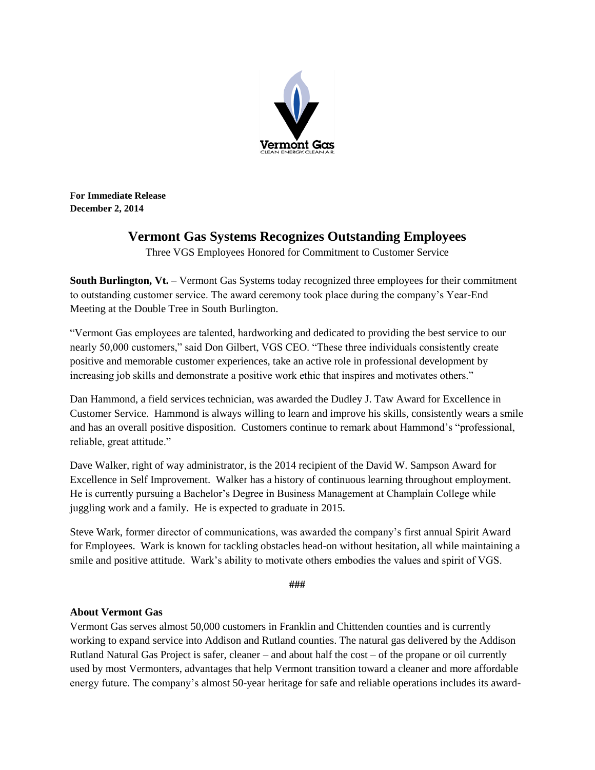**For Immediate Release**
**December 2, 2014**

# Vermont Gas Systems Recognizes Outstanding Employees

Three VGS Employees Honored for Commitment to Customer Service

**South Burlington, Vt.** – Vermont Gas Systems today recognized three employees for their commitment to outstanding customer service. The award ceremony took place during the company's Year-End Meeting at the Double Tree in South Burlington.

"Vermont Gas employees are talented, hardworking and dedicated to providing the best service to our nearly 50,000 customers," said Don Gilbert, VGS CEO. "These three individuals consistently create positive and memorable customer experiences, take an active role in professional development by increasing job skills and demonstrate a positive work ethic that inspires and motivates others."

Dan Hammond, a field services technician, was awarded the Dudley J. Taw Award for Excellence in Customer Service. Hammond is always willing to learn and improve his skills, consistently wears a smile and has an overall positive disposition. Customers continue to remark about Hammond's "professional, reliable, great attitude."

Dave Walker, right of way administrator, is the 2014 recipient of the David W. Sampson Award for Excellence in Self Improvement. Walker has a history of continuous learning throughout employment. He is currently pursuing a Bachelor's Degree in Business Management at Champlain College while juggling work and a family. He is expected to graduate in 2015.

Steve Wark, former director of communications, was awarded the company's first annual Spirit Award for Employees. Wark is known for tackling obstacles head-on without hesitation, all while maintaining a smile and positive attitude. Wark's ability to motivate others embodies the values and spirit of VGS.

###

**About Vermont Gas**

Vermont Gas serves almost 50,000 customers in Franklin and Chittenden counties and is currently working to expand service into Addison and Rutland counties. The natural gas delivered by the Addison Rutland Natural Gas Project is safer, cleaner – and about half the cost – of the propane or oil currently used by most Vermonters, advantages that help Vermont transition toward a cleaner and more affordable energy future. The company's almost 50-year heritage for safe and reliable operations includes its award-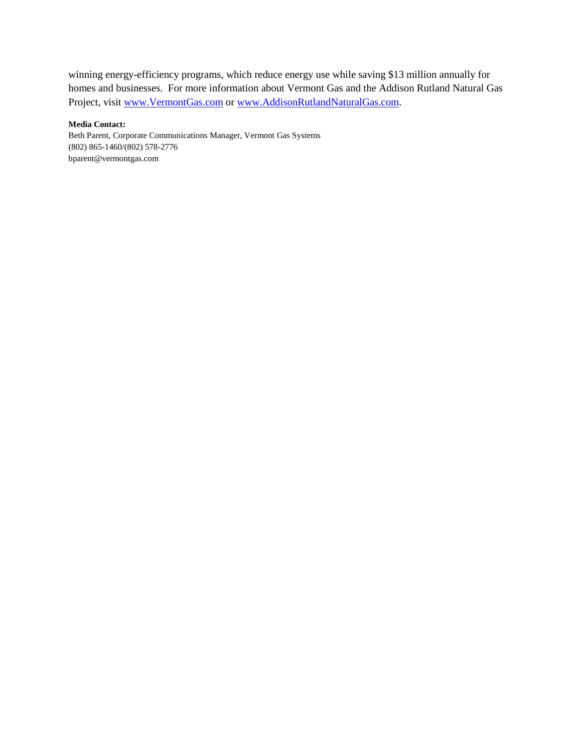winning energy-efficiency programs, which reduce energy use while saving $13 million annually for homes and businesses. For more information about Vermont Gas and the Addison Rutland Natural Gas Project, visit [www.VermontGas.com](http://www.VermontGas.com) or [www.AddisonRutlandNaturalGas.com](http://www.AddisonRutlandNaturalGas.com).

**Media Contact:**
Beth Parent, Corporate Communications Manager, Vermont Gas Systems
(802) 865-1460/(802) 578-2776
bparent@vermontgas.com